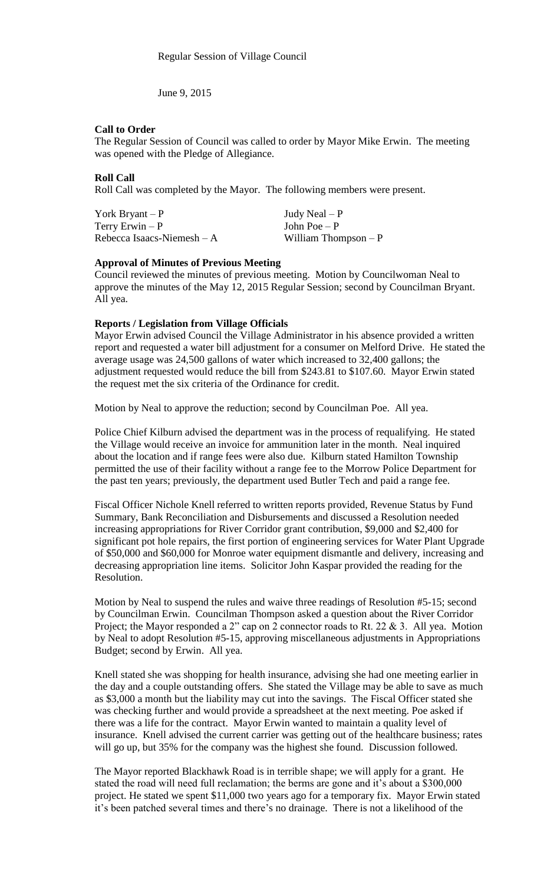Regular Session of Village Council

June 9, 2015

**Call to Order**

The Regular Session of Council was called to order by Mayor Mike Erwin. The meeting was opened with the Pledge of Allegiance.

**Roll Call**

Roll Call was completed by the Mayor. The following members were present.

| | |
|---|---|
| York Bryant – P | Judy Neal – P |
| Terry Erwin – P | John Poe – P |
| Rebecca Isaacs-Niemesh – A | William Thompson – P |

**Approval of Minutes of Previous Meeting**

Council reviewed the minutes of previous meeting. Motion by Councilwoman Neal to approve the minutes of the May 12, 2015 Regular Session; second by Councilman Bryant. All yea.

**Reports / Legislation from Village Officials**

Mayor Erwin advised Council the Village Administrator in his absence provided a written report and requested a water bill adjustment for a consumer on Melford Drive. He stated the average usage was 24,500 gallons of water which increased to 32,400 gallons; the adjustment requested would reduce the bill from $243.81 to $107.60. Mayor Erwin stated the request met the six criteria of the Ordinance for credit.

Motion by Neal to approve the reduction; second by Councilman Poe. All yea.

Police Chief Kilburn advised the department was in the process of requalifying. He stated the Village would receive an invoice for ammunition later in the month. Neal inquired about the location and if range fees were also due. Kilburn stated Hamilton Township permitted the use of their facility without a range fee to the Morrow Police Department for the past ten years; previously, the department used Butler Tech and paid a range fee.

Fiscal Officer Nichole Knell referred to written reports provided, Revenue Status by Fund Summary, Bank Reconciliation and Disbursements and discussed a Resolution needed increasing appropriations for River Corridor grant contribution, $9,000 and $2,400 for significant pot hole repairs, the first portion of engineering services for Water Plant Upgrade of $50,000 and $60,000 for Monroe water equipment dismantle and delivery, increasing and decreasing appropriation line items. Solicitor John Kaspar provided the reading for the Resolution.

Motion by Neal to suspend the rules and waive three readings of Resolution #5-15; second by Councilman Erwin. Councilman Thompson asked a question about the River Corridor Project; the Mayor responded a 2" cap on 2 connector roads to Rt. 22 & 3. All yea. Motion by Neal to adopt Resolution #5-15, approving miscellaneous adjustments in Appropriations Budget; second by Erwin. All yea.

Knell stated she was shopping for health insurance, advising she had one meeting earlier in the day and a couple outstanding offers. She stated the Village may be able to save as much as $3,000 a month but the liability may cut into the savings. The Fiscal Officer stated she was checking further and would provide a spreadsheet at the next meeting. Poe asked if there was a life for the contract. Mayor Erwin wanted to maintain a quality level of insurance. Knell advised the current carrier was getting out of the healthcare business; rates will go up, but 35% for the company was the highest she found. Discussion followed.

The Mayor reported Blackhawk Road is in terrible shape; we will apply for a grant. He stated the road will need full reclamation; the berms are gone and it's about a $300,000 project. He stated we spent $11,000 two years ago for a temporary fix. Mayor Erwin stated it's been patched several times and there's no drainage. There is not a likelihood of the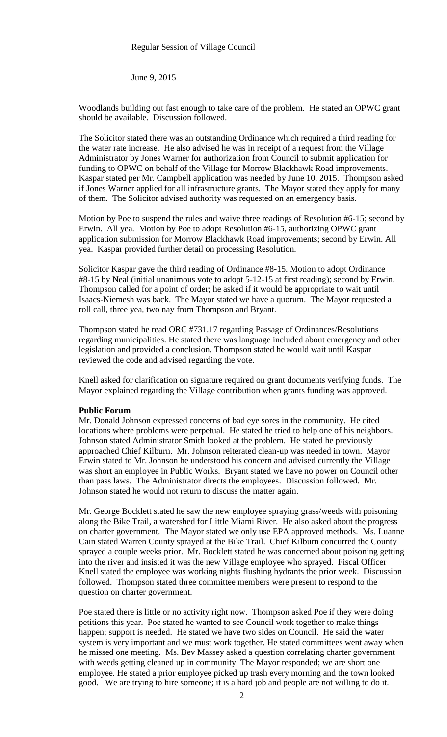Regular Session of Village Council

June 9, 2015

Woodlands building out fast enough to take care of the problem. He stated an OPWC grant should be available. Discussion followed.

The Solicitor stated there was an outstanding Ordinance which required a third reading for the water rate increase. He also advised he was in receipt of a request from the Village Administrator by Jones Warner for authorization from Council to submit application for funding to OPWC on behalf of the Village for Morrow Blackhawk Road improvements. Kaspar stated per Mr. Campbell application was needed by June 10, 2015. Thompson asked if Jones Warner applied for all infrastructure grants. The Mayor stated they apply for many of them. The Solicitor advised authority was requested on an emergency basis.

Motion by Poe to suspend the rules and waive three readings of Resolution #6-15; second by Erwin. All yea. Motion by Poe to adopt Resolution #6-15, authorizing OPWC grant application submission for Morrow Blackhawk Road improvements; second by Erwin. All yea. Kaspar provided further detail on processing Resolution.

Solicitor Kaspar gave the third reading of Ordinance #8-15. Motion to adopt Ordinance #8-15 by Neal (initial unanimous vote to adopt 5-12-15 at first reading); second by Erwin. Thompson called for a point of order; he asked if it would be appropriate to wait until Isaacs-Niemesh was back. The Mayor stated we have a quorum. The Mayor requested a roll call, three yea, two nay from Thompson and Bryant.

Thompson stated he read ORC #731.17 regarding Passage of Ordinances/Resolutions regarding municipalities. He stated there was language included about emergency and other legislation and provided a conclusion. Thompson stated he would wait until Kaspar reviewed the code and advised regarding the vote.

Knell asked for clarification on signature required on grant documents verifying funds. The Mayor explained regarding the Village contribution when grants funding was approved.

**Public Forum**

Mr. Donald Johnson expressed concerns of bad eye sores in the community. He cited locations where problems were perpetual. He stated he tried to help one of his neighbors. Johnson stated Administrator Smith looked at the problem. He stated he previously approached Chief Kilburn. Mr. Johnson reiterated clean-up was needed in town. Mayor Erwin stated to Mr. Johnson he understood his concern and advised currently the Village was short an employee in Public Works. Bryant stated we have no power on Council other than pass laws. The Administrator directs the employees. Discussion followed. Mr. Johnson stated he would not return to discuss the matter again.

Mr. George Bocklett stated he saw the new employee spraying grass/weeds with poisoning along the Bike Trail, a watershed for Little Miami River. He also asked about the progress on charter government. The Mayor stated we only use EPA approved methods. Ms. Luanne Cain stated Warren County sprayed at the Bike Trail. Chief Kilburn concurred the County sprayed a couple weeks prior. Mr. Bocklett stated he was concerned about poisoning getting into the river and insisted it was the new Village employee who sprayed. Fiscal Officer Knell stated the employee was working nights flushing hydrants the prior week. Discussion followed. Thompson stated three committee members were present to respond to the question on charter government.

Poe stated there is little or no activity right now. Thompson asked Poe if they were doing petitions this year. Poe stated he wanted to see Council work together to make things happen; support is needed. He stated we have two sides on Council. He said the water system is very important and we must work together. He stated committees went away when he missed one meeting. Ms. Bev Massey asked a question correlating charter government with weeds getting cleaned up in community. The Mayor responded; we are short one employee. He stated a prior employee picked up trash every morning and the town looked good. We are trying to hire someone; it is a hard job and people are not willing to do it.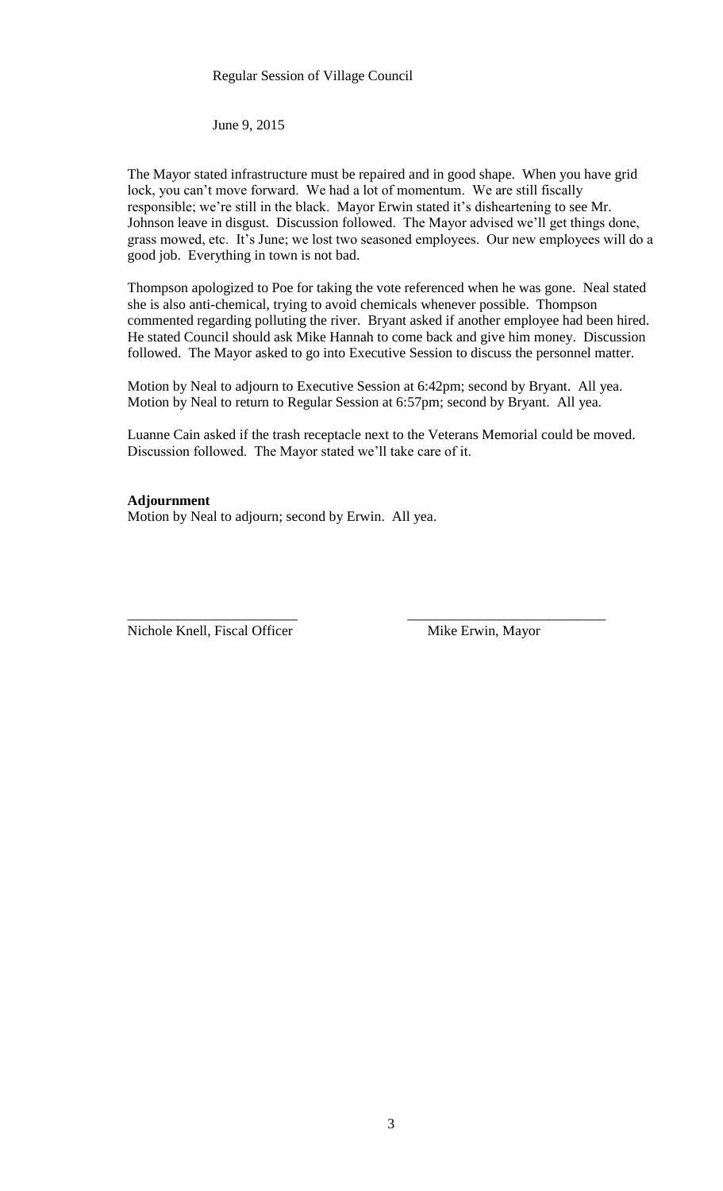Regular Session of Village Council

June 9, 2015

The Mayor stated infrastructure must be repaired and in good shape. When you have grid lock, you can't move forward. We had a lot of momentum. We are still fiscally responsible; we're still in the black. Mayor Erwin stated it's disheartening to see Mr. Johnson leave in disgust. Discussion followed. The Mayor advised we'll get things done, grass mowed, etc. It's June; we lost two seasoned employees. Our new employees will do a good job. Everything in town is not bad.

Thompson apologized to Poe for taking the vote referenced when he was gone. Neal stated she is also anti-chemical, trying to avoid chemicals whenever possible. Thompson commented regarding polluting the river. Bryant asked if another employee had been hired. He stated Council should ask Mike Hannah to come back and give him money. Discussion followed. The Mayor asked to go into Executive Session to discuss the personnel matter.

Motion by Neal to adjourn to Executive Session at 6:42pm; second by Bryant. All yea.
Motion by Neal to return to Regular Session at 6:57pm; second by Bryant. All yea.

Luanne Cain asked if the trash receptacle next to the Veterans Memorial could be moved. Discussion followed. The Mayor stated we'll take care of it.

**Adjournment**
Motion by Neal to adjourn; second by Erwin. All yea.

_______________________ _______________________

Nichole Knell, Fiscal Officer Mike Erwin, Mayor